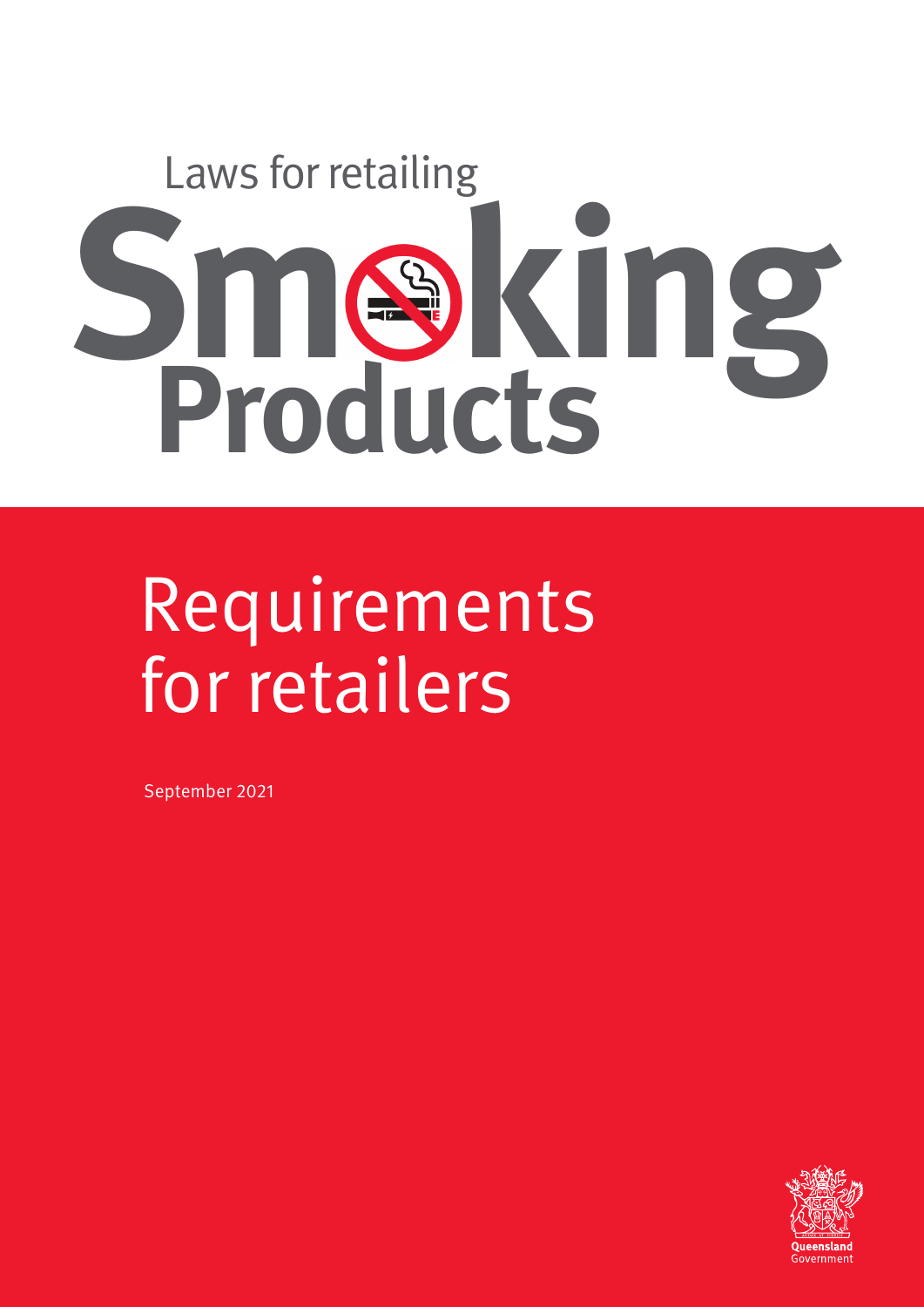Laws for retailing

# Smoking Products

# Requirements for retailers

September 2021

Queensland Government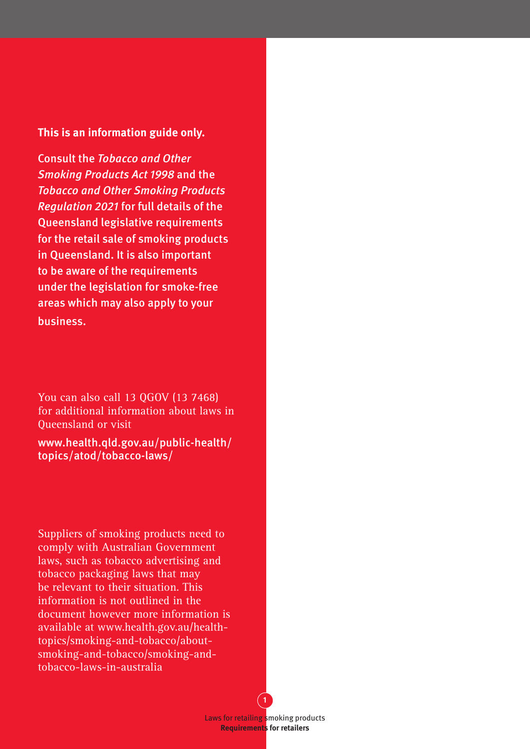**This is an information guide only.**

**Consult the *Tobacco and Other Smoking Products Act 1998* and the *Tobacco and Other Smoking Products Regulation 2021* for full details of the Queensland legislative requirements for the retail sale of smoking products in Queensland. It is also important to be aware of the requirements under the legislation for smoke-free areas which may also apply to your business.**

You can also call 13 QGOV (13 7468) for additional information about laws in Queensland or visit

**www.health.qld.gov.au/public-health/topics/atod/tobacco-laws/**

Suppliers of smoking products need to comply with Australian Government laws, such as tobacco advertising and tobacco packaging laws that may be relevant to their situation. This information is not outlined in the document however more information is available at www.health.gov.au/health-topics/smoking-and-tobacco/about-smoking-and-tobacco/smoking-and-tobacco-laws-in-australia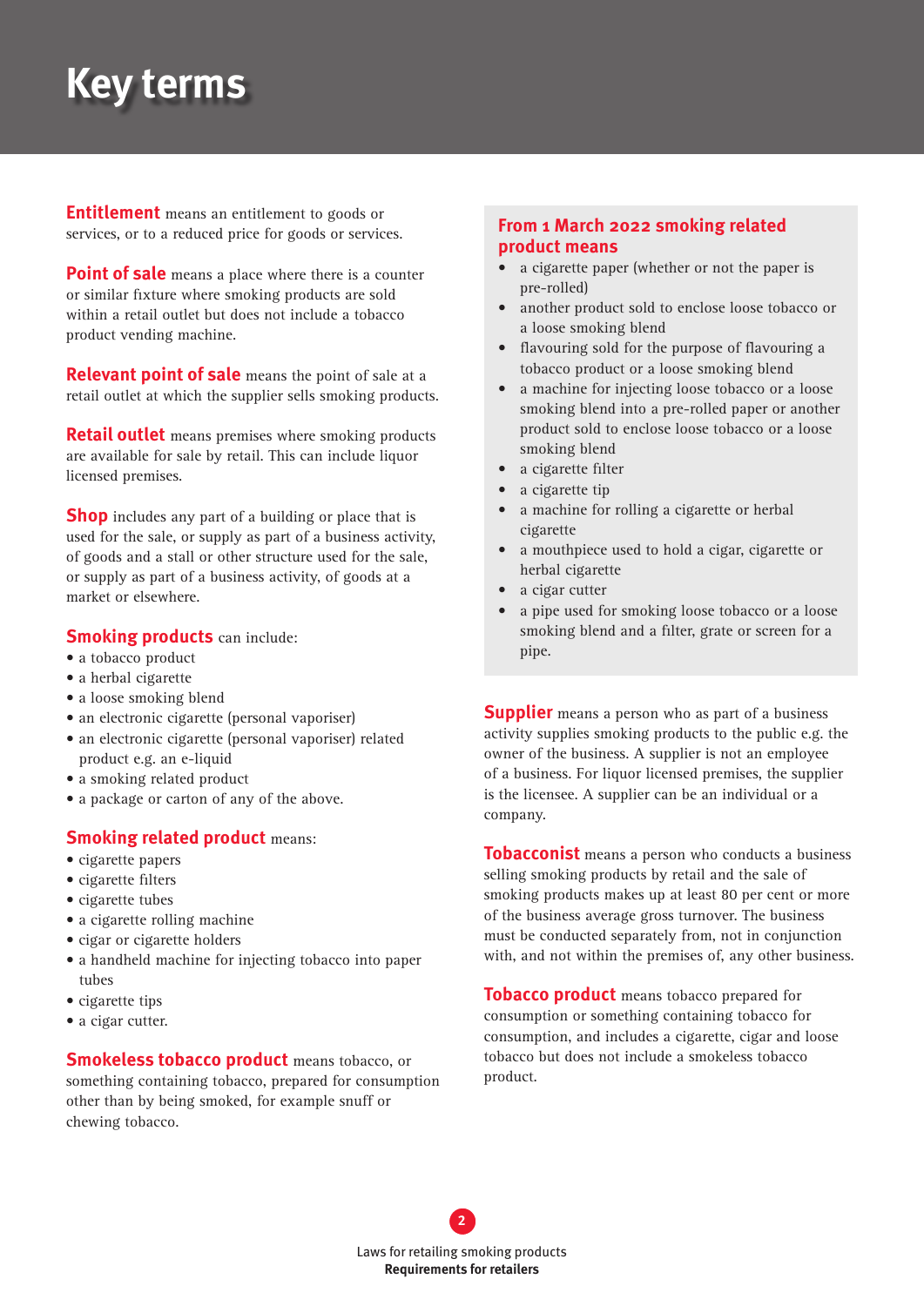# Key terms

**Entitlement** means an entitlement to goods or services, or to a reduced price for goods or services.

**Point of sale** means a place where there is a counter or similar fixture where smoking products are sold within a retail outlet but does not include a tobacco product vending machine.

**Relevant point of sale** means the point of sale at a retail outlet at which the supplier sells smoking products.

**Retail outlet** means premises where smoking products are available for sale by retail. This can include liquor licensed premises.

**Shop** includes any part of a building or place that is used for the sale, or supply as part of a business activity, of goods and a stall or other structure used for the sale, or supply as part of a business activity, of goods at a market or elsewhere.

**Smoking products** can include:

- a tobacco product
- a herbal cigarette
- a loose smoking blend
- an electronic cigarette (personal vaporiser)
- an electronic cigarette (personal vaporiser) related product e.g. an e-liquid
- a smoking related product
- a package or carton of any of the above.

**Smoking related product** means:

- cigarette papers
- cigarette filters
- cigarette tubes
- a cigarette rolling machine
- cigar or cigarette holders
- a handheld machine for injecting tobacco into paper tubes
- cigarette tips
- a cigar cutter.

**Smokeless tobacco product** means tobacco, or something containing tobacco, prepared for consumption other than by being smoked, for example snuff or chewing tobacco.

**From 1 March 2022 smoking related product means**

- a cigarette paper (whether or not the paper is pre-rolled)
- another product sold to enclose loose tobacco or a loose smoking blend
- flavouring sold for the purpose of flavouring a tobacco product or a loose smoking blend
- a machine for injecting loose tobacco or a loose smoking blend into a pre-rolled paper or another product sold to enclose loose tobacco or a loose smoking blend
- a cigarette filter
- a cigarette tip
- a machine for rolling a cigarette or herbal cigarette
- a mouthpiece used to hold a cigar, cigarette or herbal cigarette
- a cigar cutter
- a pipe used for smoking loose tobacco or a loose smoking blend and a filter, grate or screen for a pipe.

**Supplier** means a person who as part of a business activity supplies smoking products to the public e.g. the owner of the business. A supplier is not an employee of a business. For liquor licensed premises, the supplier is the licensee. A supplier can be an individual or a company.

**Tobacconist** means a person who conducts a business selling smoking products by retail and the sale of smoking products makes up at least 80 per cent or more of the business average gross turnover. The business must be conducted separately from, not in conjunction with, and not within the premises of, any other business.

**Tobacco product** means tobacco prepared for consumption or something containing tobacco for consumption, and includes a cigarette, cigar and loose tobacco but does not include a smokeless tobacco product.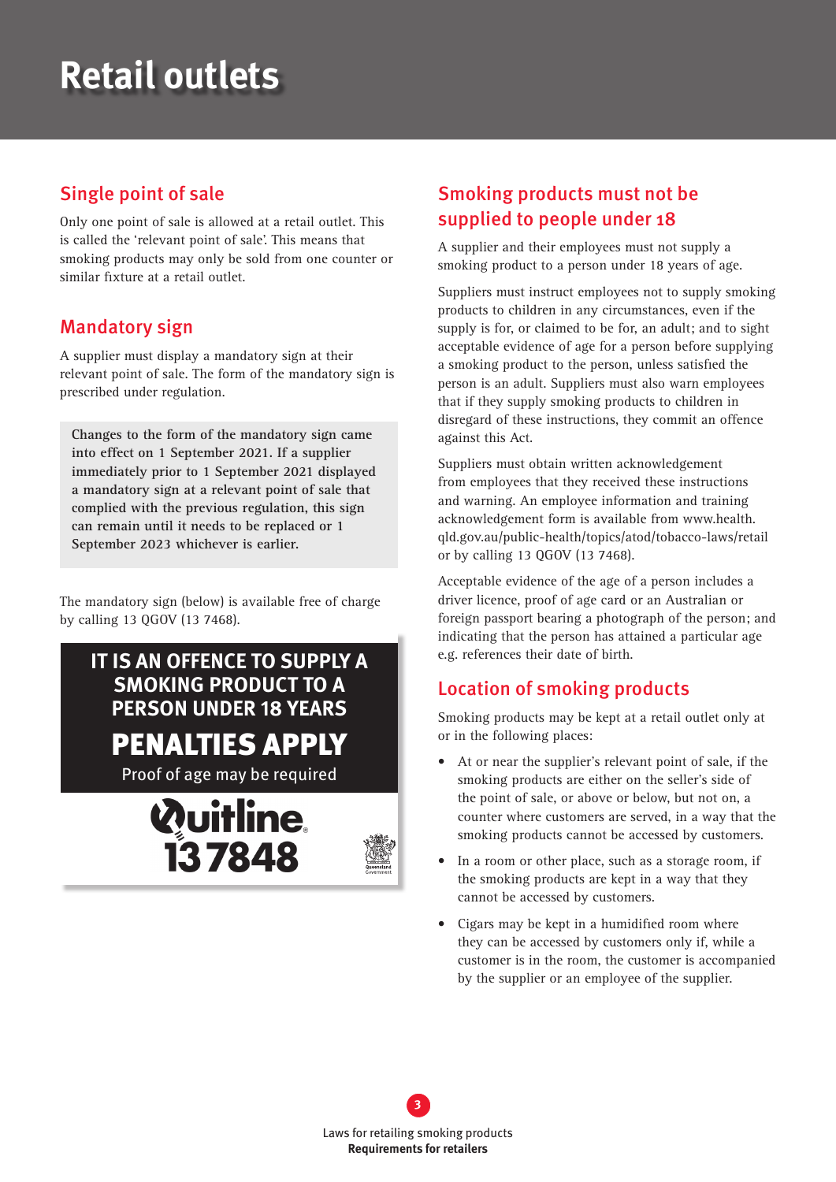# Retail outlets

## Single point of sale

Only one point of sale is allowed at a retail outlet. This is called the 'relevant point of sale'. This means that smoking products may only be sold from one counter or similar fixture at a retail outlet.

## Mandatory sign

A supplier must display a mandatory sign at their relevant point of sale. The form of the mandatory sign is prescribed under regulation.

> Changes to the form of the mandatory sign came into effect on 1 September 2021. If a supplier immediately prior to 1 September 2021 displayed a mandatory sign at a relevant point of sale that complied with the previous regulation, this sign can remain until it needs to be replaced or 1 September 2023 whichever is earlier.

The mandatory sign (below) is available free of charge by calling 13 QGOV (13 7468).

**IT IS AN OFFENCE TO SUPPLY A SMOKING PRODUCT TO A PERSON UNDER 18 YEARS**

**PENALTIES APPLY**

Proof of age may be required

Quitline 13 7848

## Smoking products must not be supplied to people under 18

A supplier and their employees must not supply a smoking product to a person under 18 years of age.

Suppliers must instruct employees not to supply smoking products to children in any circumstances, even if the supply is for, or claimed to be for, an adult; and to sight acceptable evidence of age for a person before supplying a smoking product to the person, unless satisfied the person is an adult. Suppliers must also warn employees that if they supply smoking products to children in disregard of these instructions, they commit an offence against this Act.

Suppliers must obtain written acknowledgement from employees that they received these instructions and warning. An employee information and training acknowledgement form is available from www.health.qld.gov.au/public-health/topics/atod/tobacco-laws/retail or by calling 13 QGOV (13 7468).

Acceptable evidence of the age of a person includes a driver licence, proof of age card or an Australian or foreign passport bearing a photograph of the person; and indicating that the person has attained a particular age e.g. references their date of birth.

## Location of smoking products

Smoking products may be kept at a retail outlet only at or in the following places:

- At or near the supplier's relevant point of sale, if the smoking products are either on the seller's side of the point of sale, or above or below, but not on, a counter where customers are served, in a way that the smoking products cannot be accessed by customers.
- In a room or other place, such as a storage room, if the smoking products are kept in a way that they cannot be accessed by customers.
- Cigars may be kept in a humidified room where they can be accessed by customers only if, while a customer is in the room, the customer is accompanied by the supplier or an employee of the supplier.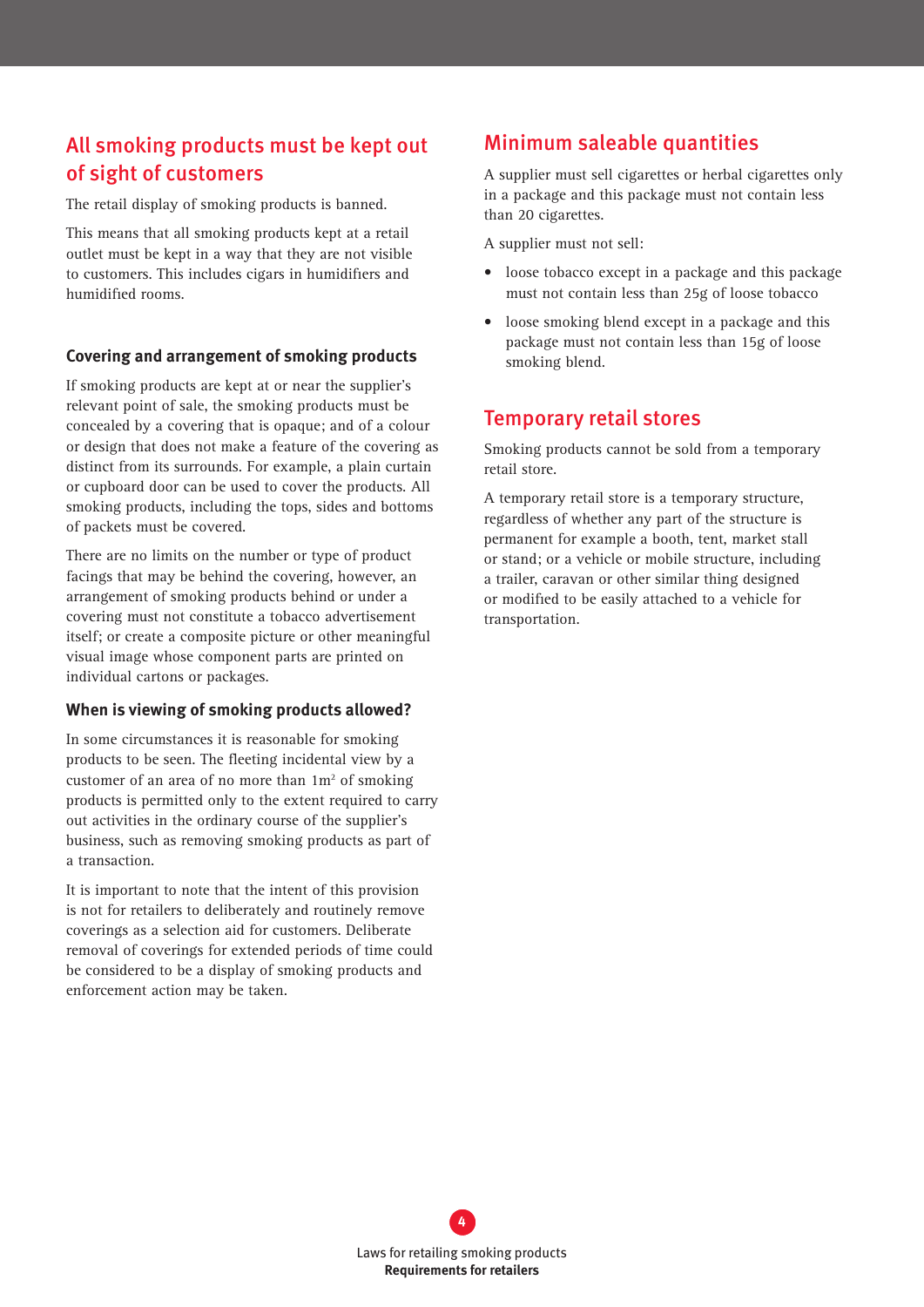## All smoking products must be kept out of sight of customers

The retail display of smoking products is banned.

This means that all smoking products kept at a retail outlet must be kept in a way that they are not visible to customers. This includes cigars in humidifiers and humidified rooms.

### Covering and arrangement of smoking products

If smoking products are kept at or near the supplier's relevant point of sale, the smoking products must be concealed by a covering that is opaque; and of a colour or design that does not make a feature of the covering as distinct from its surrounds. For example, a plain curtain or cupboard door can be used to cover the products. All smoking products, including the tops, sides and bottoms of packets must be covered.

There are no limits on the number or type of product facings that may be behind the covering, however, an arrangement of smoking products behind or under a covering must not constitute a tobacco advertisement itself; or create a composite picture or other meaningful visual image whose component parts are printed on individual cartons or packages.

### When is viewing of smoking products allowed?

In some circumstances it is reasonable for smoking products to be seen. The fleeting incidental view by a customer of an area of no more than $1m^2$ of smoking products is permitted only to the extent required to carry out activities in the ordinary course of the supplier's business, such as removing smoking products as part of a transaction.

It is important to note that the intent of this provision is not for retailers to deliberately and routinely remove coverings as a selection aid for customers. Deliberate removal of coverings for extended periods of time could be considered to be a display of smoking products and enforcement action may be taken.

## Minimum saleable quantities

A supplier must sell cigarettes or herbal cigarettes only in a package and this package must not contain less than 20 cigarettes.

A supplier must not sell:

- loose tobacco except in a package and this package must not contain less than 25g of loose tobacco
- loose smoking blend except in a package and this package must not contain less than 15g of loose smoking blend.

## Temporary retail stores

Smoking products cannot be sold from a temporary retail store.

A temporary retail store is a temporary structure, regardless of whether any part of the structure is permanent for example a booth, tent, market stall or stand; or a vehicle or mobile structure, including a trailer, caravan or other similar thing designed or modified to be easily attached to a vehicle for transportation.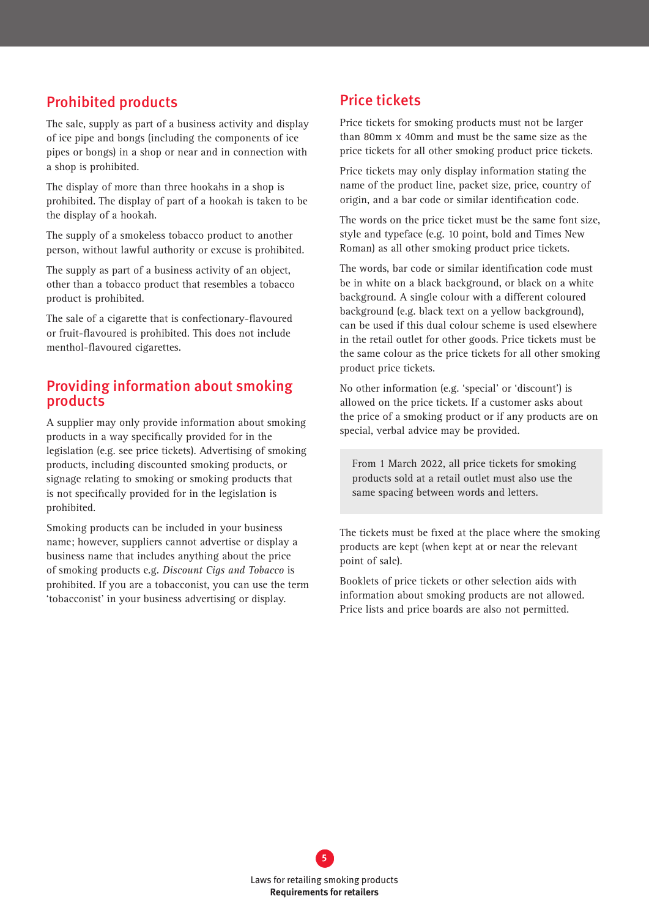## Prohibited products

The sale, supply as part of a business activity and display of ice pipe and bongs (including the components of ice pipes or bongs) in a shop or near and in connection with a shop is prohibited.

The display of more than three hookahs in a shop is prohibited. The display of part of a hookah is taken to be the display of a hookah.

The supply of a smokeless tobacco product to another person, without lawful authority or excuse is prohibited.

The supply as part of a business activity of an object, other than a tobacco product that resembles a tobacco product is prohibited.

The sale of a cigarette that is confectionary-flavoured or fruit-flavoured is prohibited. This does not include menthol-flavoured cigarettes.

## Providing information about smoking products

A supplier may only provide information about smoking products in a way specifically provided for in the legislation (e.g. see price tickets). Advertising of smoking products, including discounted smoking products, or signage relating to smoking or smoking products that is not specifically provided for in the legislation is prohibited.

Smoking products can be included in your business name; however, suppliers cannot advertise or display a business name that includes anything about the price of smoking products e.g. *Discount Cigs and Tobacco* is prohibited. If you are a tobacconist, you can use the term 'tobacconist' in your business advertising or display.

## Price tickets

Price tickets for smoking products must not be larger than 80mm x 40mm and must be the same size as the price tickets for all other smoking product price tickets.

Price tickets may only display information stating the name of the product line, packet size, price, country of origin, and a bar code or similar identification code.

The words on the price ticket must be the same font size, style and typeface (e.g. 10 point, bold and Times New Roman) as all other smoking product price tickets.

The words, bar code or similar identification code must be in white on a black background, or black on a white background. A single colour with a different coloured background (e.g. black text on a yellow background), can be used if this dual colour scheme is used elsewhere in the retail outlet for other goods. Price tickets must be the same colour as the price tickets for all other smoking product price tickets.

No other information (e.g. 'special' or 'discount') is allowed on the price tickets. If a customer asks about the price of a smoking product or if any products are on special, verbal advice may be provided.

> From 1 March 2022, all price tickets for smoking products sold at a retail outlet must also use the same spacing between words and letters.

The tickets must be fixed at the place where the smoking products are kept (when kept at or near the relevant point of sale).

Booklets of price tickets or other selection aids with information about smoking products are not allowed. Price lists and price boards are also not permitted.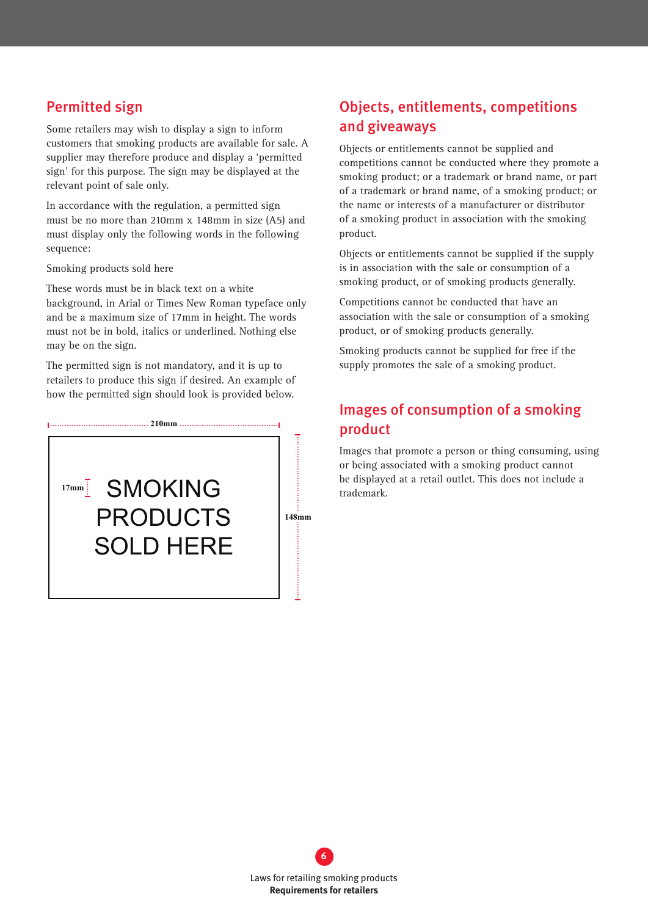## Permitted sign

Some retailers may wish to display a sign to inform customers that smoking products are available for sale. A supplier may therefore produce and display a 'permitted sign' for this purpose. The sign may be displayed at the relevant point of sale only.

In accordance with the regulation, a permitted sign must be no more than 210mm x 148mm in size (A5) and must display only the following words in the following sequence:

Smoking products sold here

These words must be in black text on a white background, in Arial or Times New Roman typeface only and be a maximum size of 17mm in height. The words must not be in bold, italics or underlined. Nothing else may be on the sign.

The permitted sign is not mandatory, and it is up to retailers to produce this sign if desired. An example of how the permitted sign should look is provided below.

210mm

17mm

SMOKING
PRODUCTS
SOLD HERE

148mm

## Objects, entitlements, competitions and giveaways

Objects or entitlements cannot be supplied and competitions cannot be conducted where they promote a smoking product; or a trademark or brand name, or part of a trademark or brand name, of a smoking product; or the name or interests of a manufacturer or distributor of a smoking product in association with the smoking product.

Objects or entitlements cannot be supplied if the supply is in association with the sale or consumption of a smoking product, or of smoking products generally.

Competitions cannot be conducted that have an association with the sale or consumption of a smoking product, or of smoking products generally.

Smoking products cannot be supplied for free if the supply promotes the sale of a smoking product.

## Images of consumption of a smoking product

Images that promote a person or thing consuming, using or being associated with a smoking product cannot be displayed at a retail outlet. This does not include a trademark.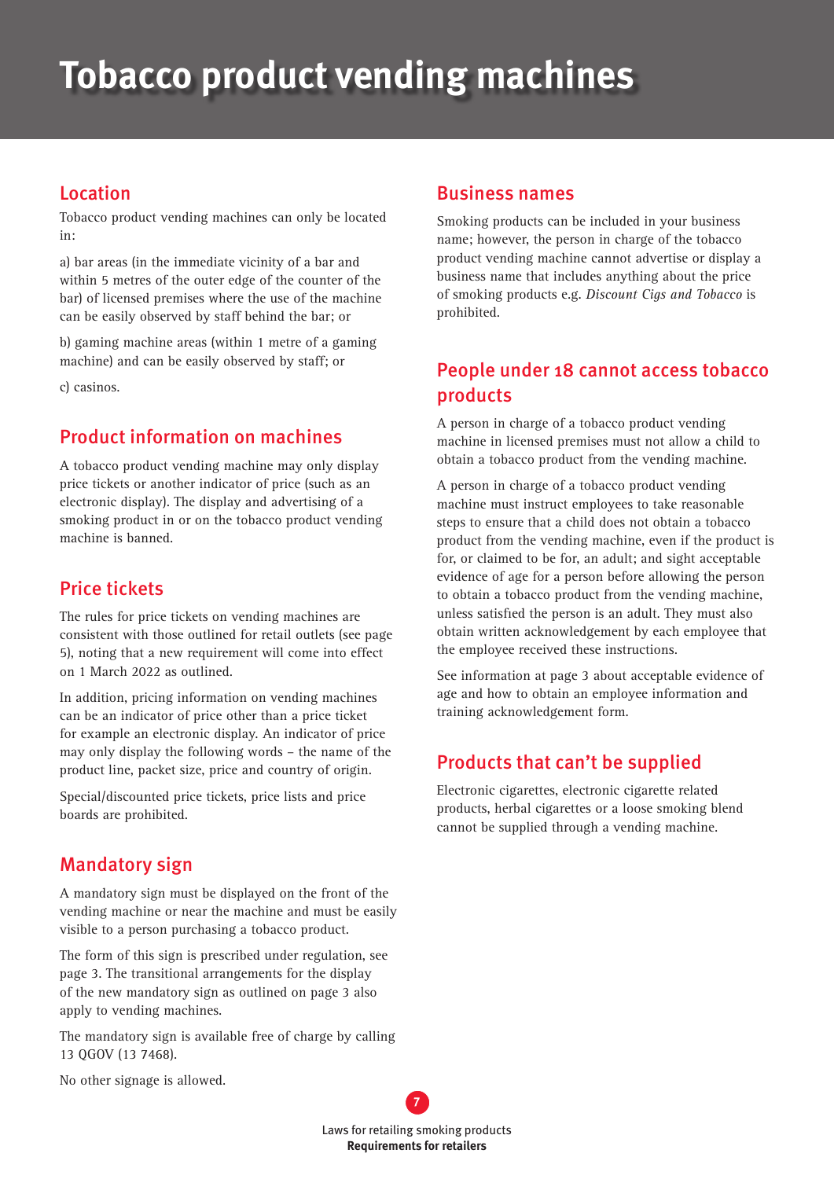# Tobacco product vending machines

## Location

Tobacco product vending machines can only be located in:

a) bar areas (in the immediate vicinity of a bar and within 5 metres of the outer edge of the counter of the bar) of licensed premises where the use of the machine can be easily observed by staff behind the bar; or

b) gaming machine areas (within 1 metre of a gaming machine) and can be easily observed by staff; or

c) casinos.

## Product information on machines

A tobacco product vending machine may only display price tickets or another indicator of price (such as an electronic display). The display and advertising of a smoking product in or on the tobacco product vending machine is banned.

## Price tickets

The rules for price tickets on vending machines are consistent with those outlined for retail outlets (see page 5), noting that a new requirement will come into effect on 1 March 2022 as outlined.

In addition, pricing information on vending machines can be an indicator of price other than a price ticket for example an electronic display. An indicator of price may only display the following words – the name of the product line, packet size, price and country of origin.

Special/discounted price tickets, price lists and price boards are prohibited.

## Mandatory sign

A mandatory sign must be displayed on the front of the vending machine or near the machine and must be easily visible to a person purchasing a tobacco product.

The form of this sign is prescribed under regulation, see page 3. The transitional arrangements for the display of the new mandatory sign as outlined on page 3 also apply to vending machines.

The mandatory sign is available free of charge by calling 13 QGOV (13 7468).

No other signage is allowed.

## Business names

Smoking products can be included in your business name; however, the person in charge of the tobacco product vending machine cannot advertise or display a business name that includes anything about the price of smoking products e.g. *Discount Cigs and Tobacco* is prohibited.

## People under 18 cannot access tobacco products

A person in charge of a tobacco product vending machine in licensed premises must not allow a child to obtain a tobacco product from the vending machine.

A person in charge of a tobacco product vending machine must instruct employees to take reasonable steps to ensure that a child does not obtain a tobacco product from the vending machine, even if the product is for, or claimed to be for, an adult; and sight acceptable evidence of age for a person before allowing the person to obtain a tobacco product from the vending machine, unless satisfied the person is an adult. They must also obtain written acknowledgement by each employee that the employee received these instructions.

See information at page 3 about acceptable evidence of age and how to obtain an employee information and training acknowledgement form.

## Products that can't be supplied

Electronic cigarettes, electronic cigarette related products, herbal cigarettes or a loose smoking blend cannot be supplied through a vending machine.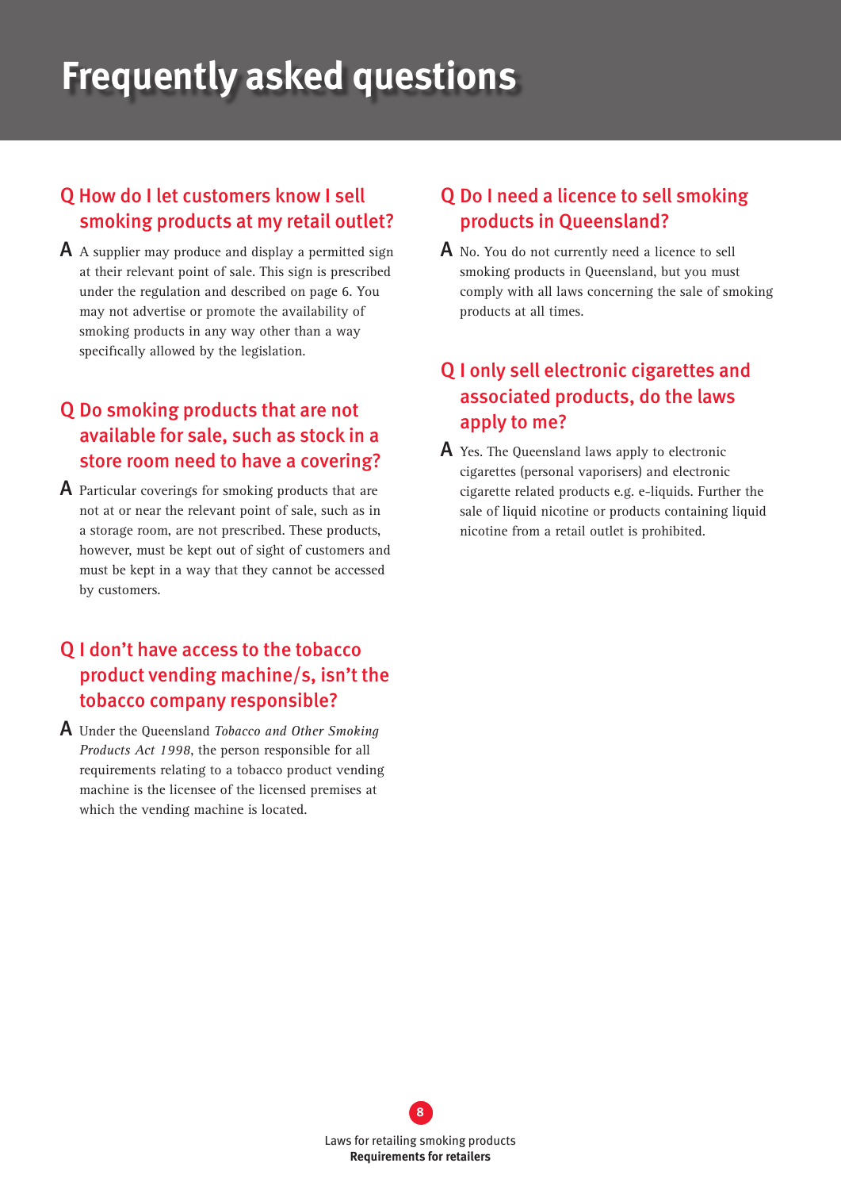# Frequently asked questions

### Q How do I let customers know I sell smoking products at my retail outlet?

**A** A supplier may produce and display a permitted sign at their relevant point of sale. This sign is prescribed under the regulation and described on page 6. You may not advertise or promote the availability of smoking products in any way other than a way specifically allowed by the legislation.

### Q Do smoking products that are not available for sale, such as stock in a store room need to have a covering?

**A** Particular coverings for smoking products that are not at or near the relevant point of sale, such as in a storage room, are not prescribed. These products, however, must be kept out of sight of customers and must be kept in a way that they cannot be accessed by customers.

### Q I don't have access to the tobacco product vending machine/s, isn't the tobacco company responsible?

**A** Under the Queensland *Tobacco and Other Smoking Products Act 1998*, the person responsible for all requirements relating to a tobacco product vending machine is the licensee of the licensed premises at which the vending machine is located.

### Q Do I need a licence to sell smoking products in Queensland?

**A** No. You do not currently need a licence to sell smoking products in Queensland, but you must comply with all laws concerning the sale of smoking products at all times.

### Q I only sell electronic cigarettes and associated products, do the laws apply to me?

**A** Yes. The Queensland laws apply to electronic cigarettes (personal vaporisers) and electronic cigarette related products e.g. e-liquids. Further the sale of liquid nicotine or products containing liquid nicotine from a retail outlet is prohibited.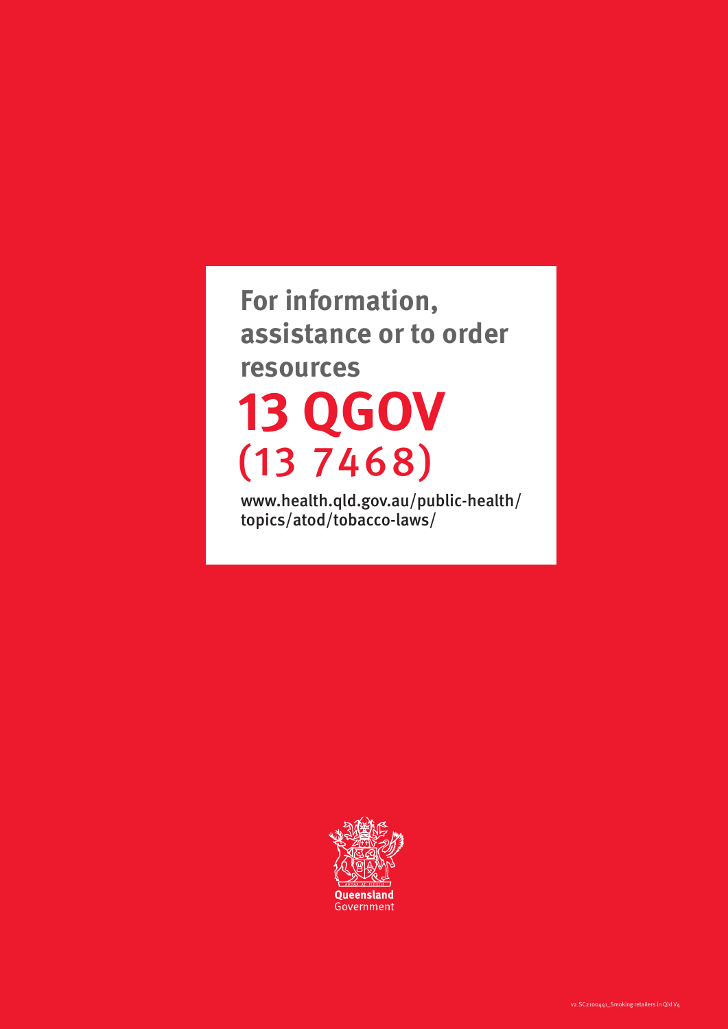**For information, assistance or to order resources**

# 13 QGOV (13 7468)

www.health.qld.gov.au/public-health/topics/atod/tobacco-laws/

Queensland Government

v2.SC2100441_Smoking retailers in Qld V4